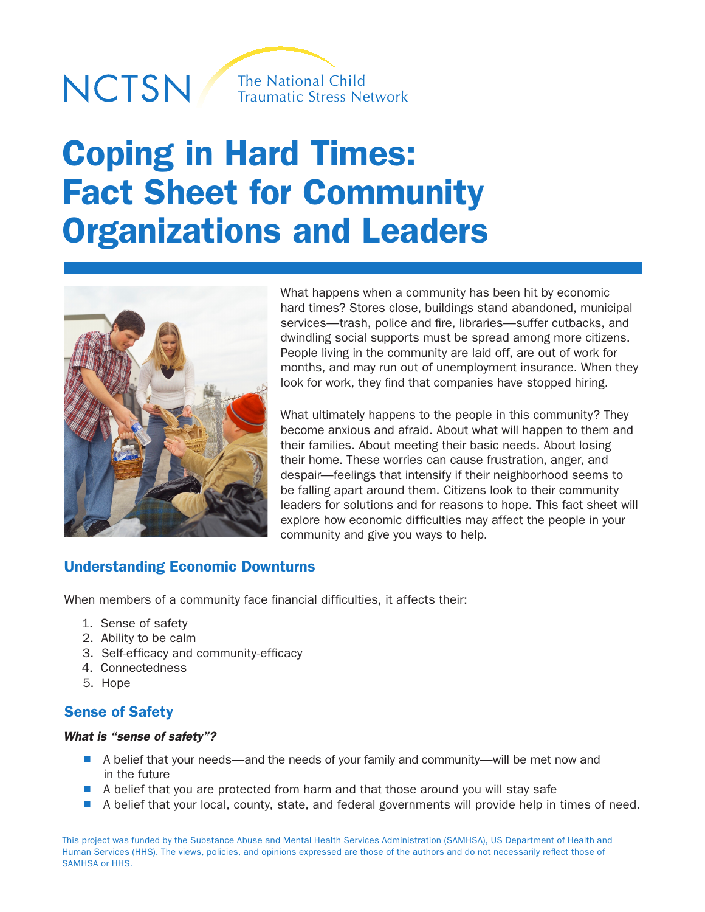NCTSN The National Child Traumatic Stress Network

# Coping in Hard Times: Fact Sheet for Community Organizations and Leaders

What happens when a community has been hit by economic hard times? Stores close, buildings stand abandoned, municipal services—trash, police and fire, libraries—suffer cutbacks, and dwindling social supports must be spread among more citizens. People living in the community are laid off, are out of work for months, and may run out of unemployment insurance. When they look for work, they find that companies have stopped hiring.

What ultimately happens to the people in this community? They become anxious and afraid. About what will happen to them and their families. About meeting their basic needs. About losing their home. These worries can cause frustration, anger, and despair—feelings that intensify if their neighborhood seems to be falling apart around them. Citizens look to their community leaders for solutions and for reasons to hope. This fact sheet will explore how economic difficulties may affect the people in your community and give you ways to help.

## Understanding Economic Downturns

When members of a community face financial difficulties, it affects their:

1. Sense of safety
2. Ability to be calm
3. Self-efficacy and community-efficacy
4. Connectedness
5. Hope

## Sense of Safety

***What is "sense of safety"?***

- A belief that your needs—and the needs of your family and community—will be met now and in the future
- A belief that you are protected from harm and that those around you will stay safe
- A belief that your local, county, state, and federal governments will provide help in times of need.

This project was funded by the Substance Abuse and Mental Health Services Administration (SAMHSA), US Department of Health and Human Services (HHS). The views, policies, and opinions expressed are those of the authors and do not necessarily reflect those of SAMHSA or HHS.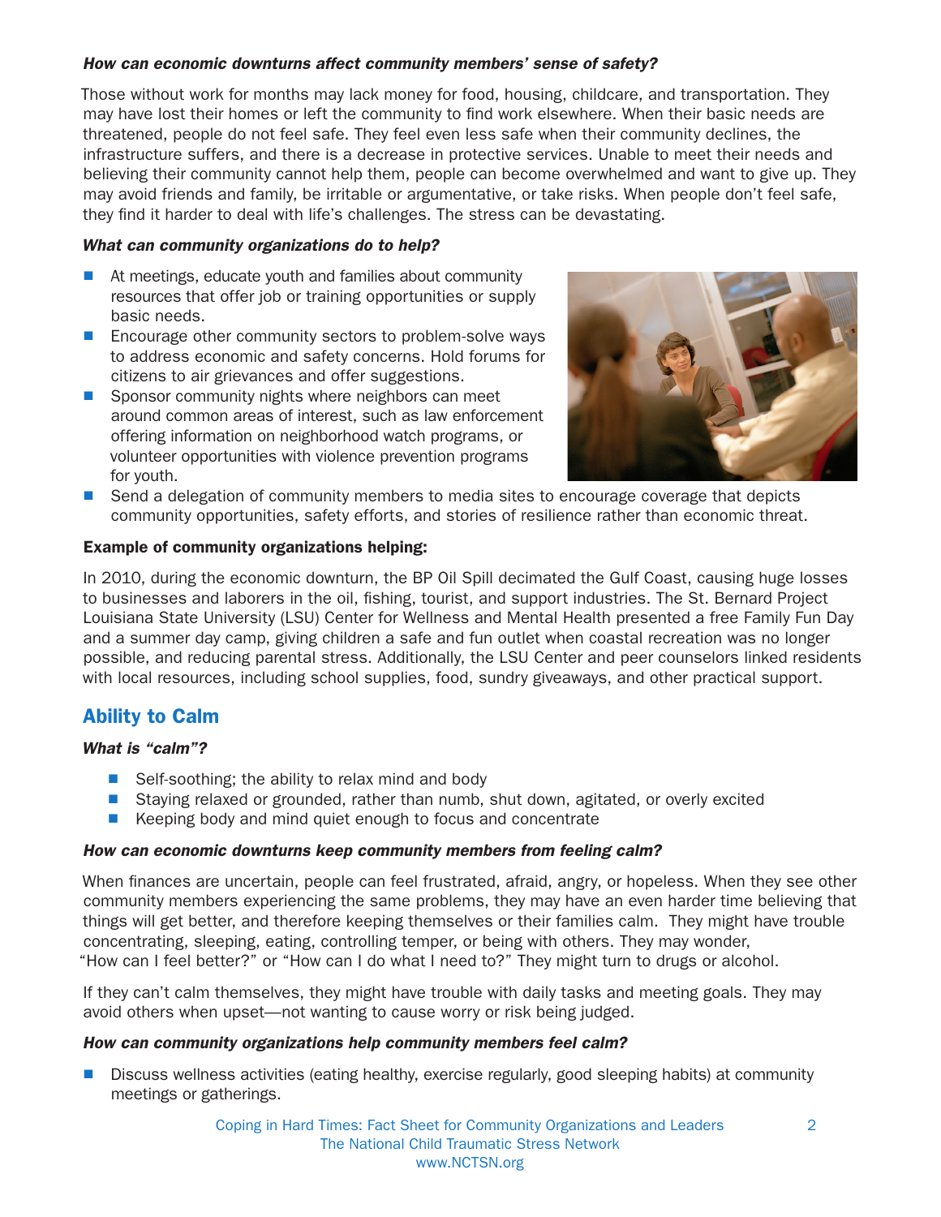***How can economic downturns affect community members' sense of safety?***

Those without work for months may lack money for food, housing, childcare, and transportation. They may have lost their homes or left the community to find work elsewhere. When their basic needs are threatened, people do not feel safe. They feel even less safe when their community declines, the infrastructure suffers, and there is a decrease in protective services. Unable to meet their needs and believing their community cannot help them, people can become overwhelmed and want to give up. They may avoid friends and family, be irritable or argumentative, or take risks. When people don't feel safe, they find it harder to deal with life's challenges. The stress can be devastating.

***What can community organizations do to help?***

- At meetings, educate youth and families about community resources that offer job or training opportunities or supply basic needs.
- Encourage other community sectors to problem-solve ways to address economic and safety concerns. Hold forums for citizens to air grievances and offer suggestions.
- Sponsor community nights where neighbors can meet around common areas of interest, such as law enforcement offering information on neighborhood watch programs, or volunteer opportunities with violence prevention programs for youth.
- Send a delegation of community members to media sites to encourage coverage that depicts community opportunities, safety efforts, and stories of resilience rather than economic threat.

**Example of community organizations helping:**

In 2010, during the economic downturn, the BP Oil Spill decimated the Gulf Coast, causing huge losses to businesses and laborers in the oil, fishing, tourist, and support industries. The St. Bernard Project Louisiana State University (LSU) Center for Wellness and Mental Health presented a free Family Fun Day and a summer day camp, giving children a safe and fun outlet when coastal recreation was no longer possible, and reducing parental stress. Additionally, the LSU Center and peer counselors linked residents with local resources, including school supplies, food, sundry giveaways, and other practical support.

## Ability to Calm

***What is "calm"?***

- Self-soothing; the ability to relax mind and body
- Staying relaxed or grounded, rather than numb, shut down, agitated, or overly excited
- Keeping body and mind quiet enough to focus and concentrate

***How can economic downturns keep community members from feeling calm?***

When finances are uncertain, people can feel frustrated, afraid, angry, or hopeless. When they see other community members experiencing the same problems, they may have an even harder time believing that things will get better, and therefore keeping themselves or their families calm. They might have trouble concentrating, sleeping, eating, controlling temper, or being with others. They may wonder, "How can I feel better?" or "How can I do what I need to?" They might turn to drugs or alcohol.

If they can't calm themselves, they might have trouble with daily tasks and meeting goals. They may avoid others when upset—not wanting to cause worry or risk being judged.

***How can community organizations help community members feel calm?***

- Discuss wellness activities (eating healthy, exercise regularly, good sleeping habits) at community meetings or gatherings.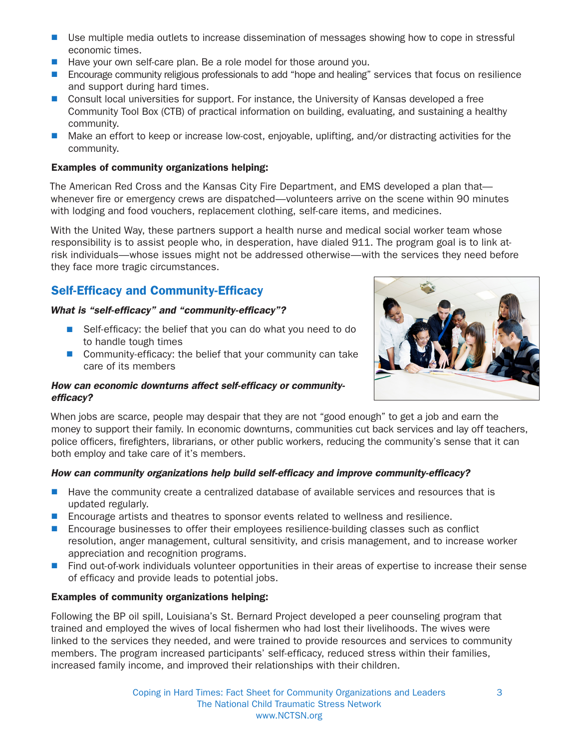- Use multiple media outlets to increase dissemination of messages showing how to cope in stressful economic times.
- Have your own self-care plan. Be a role model for those around you.
- Encourage community religious professionals to add "hope and healing" services that focus on resilience and support during hard times.
- Consult local universities for support. For instance, the University of Kansas developed a free Community Tool Box (CTB) of practical information on building, evaluating, and sustaining a healthy community.
- Make an effort to keep or increase low-cost, enjoyable, uplifting, and/or distracting activities for the community.

**Examples of community organizations helping:**

The American Red Cross and the Kansas City Fire Department, and EMS developed a plan that—whenever fire or emergency crews are dispatched—volunteers arrive on the scene within 90 minutes with lodging and food vouchers, replacement clothing, self-care items, and medicines.

With the United Way, these partners support a health nurse and medical social worker team whose responsibility is to assist people who, in desperation, have dialed 911. The program goal is to link at-risk individuals—whose issues might not be addressed otherwise—with the services they need before they face more tragic circumstances.

## Self-Efficacy and Community-Efficacy

***What is "self-efficacy" and "community-efficacy"?***

- Self-efficacy: the belief that you can do what you need to do to handle tough times
- Community-efficacy: the belief that your community can take care of its members

***How can economic downturns affect self-efficacy or community-efficacy?***

When jobs are scarce, people may despair that they are not "good enough" to get a job and earn the money to support their family. In economic downturns, communities cut back services and lay off teachers, police officers, firefighters, librarians, or other public workers, reducing the community's sense that it can both employ and take care of it's members.

***How can community organizations help build self-efficacy and improve community-efficacy?***

- Have the community create a centralized database of available services and resources that is updated regularly.
- Encourage artists and theatres to sponsor events related to wellness and resilience.
- Encourage businesses to offer their employees resilience-building classes such as conflict resolution, anger management, cultural sensitivity, and crisis management, and to increase worker appreciation and recognition programs.
- Find out-of-work individuals volunteer opportunities in their areas of expertise to increase their sense of efficacy and provide leads to potential jobs.

**Examples of community organizations helping:**

Following the BP oil spill, Louisiana's St. Bernard Project developed a peer counseling program that trained and employed the wives of local fishermen who had lost their livelihoods. The wives were linked to the services they needed, and were trained to provide resources and services to community members. The program increased participants' self-efficacy, reduced stress within their families, increased family income, and improved their relationships with their children.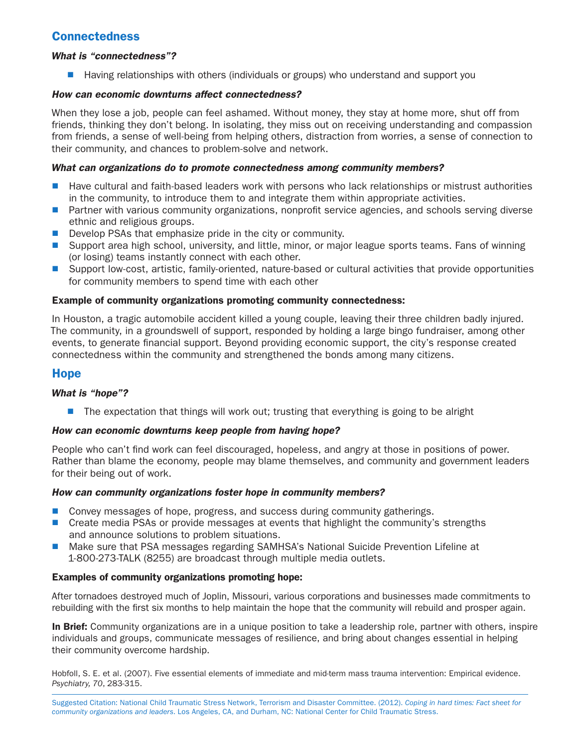## Connectedness

***What is "connectedness"?***

- Having relationships with others (individuals or groups) who understand and support you

***How can economic downturns affect connectedness?***

When they lose a job, people can feel ashamed. Without money, they stay at home more, shut off from friends, thinking they don't belong. In isolating, they miss out on receiving understanding and compassion from friends, a sense of well-being from helping others, distraction from worries, a sense of connection to their community, and chances to problem-solve and network.

***What can organizations do to promote connectedness among community members?***

- Have cultural and faith-based leaders work with persons who lack relationships or mistrust authorities in the community, to introduce them to and integrate them within appropriate activities.
- Partner with various community organizations, nonprofit service agencies, and schools serving diverse ethnic and religious groups.
- Develop PSAs that emphasize pride in the city or community.
- Support area high school, university, and little, minor, or major league sports teams. Fans of winning (or losing) teams instantly connect with each other.
- Support low-cost, artistic, family-oriented, nature-based or cultural activities that provide opportunities for community members to spend time with each other

**Example of community organizations promoting community connectedness:**

In Houston, a tragic automobile accident killed a young couple, leaving their three children badly injured. The community, in a groundswell of support, responded by holding a large bingo fundraiser, among other events, to generate financial support. Beyond providing economic support, the city's response created connectedness within the community and strengthened the bonds among many citizens.

## Hope

***What is "hope"?***

- The expectation that things will work out; trusting that everything is going to be alright

***How can economic downturns keep people from having hope?***

People who can't find work can feel discouraged, hopeless, and angry at those in positions of power. Rather than blame the economy, people may blame themselves, and community and government leaders for their being out of work.

***How can community organizations foster hope in community members?***

- Convey messages of hope, progress, and success during community gatherings.
- Create media PSAs or provide messages at events that highlight the community's strengths and announce solutions to problem situations.
- Make sure that PSA messages regarding SAMHSA's National Suicide Prevention Lifeline at 1-800-273-TALK (8255) are broadcast through multiple media outlets.

**Examples of community organizations promoting hope:**

After tornadoes destroyed much of Joplin, Missouri, various corporations and businesses made commitments to rebuilding with the first six months to help maintain the hope that the community will rebuild and prosper again.

**In Brief:** Community organizations are in a unique position to take a leadership role, partner with others, inspire individuals and groups, communicate messages of resilience, and bring about changes essential in helping their community overcome hardship.

Hobfoll, S. E. et al. (2007). Five essential elements of immediate and mid-term mass trauma intervention: Empirical evidence. *Psychiatry, 70*, 283-315.

Suggested Citation: National Child Traumatic Stress Network, Terrorism and Disaster Committee. (2012). *Coping in hard times: Fact sheet for community organizations and leaders*. Los Angeles, CA, and Durham, NC: National Center for Child Traumatic Stress.